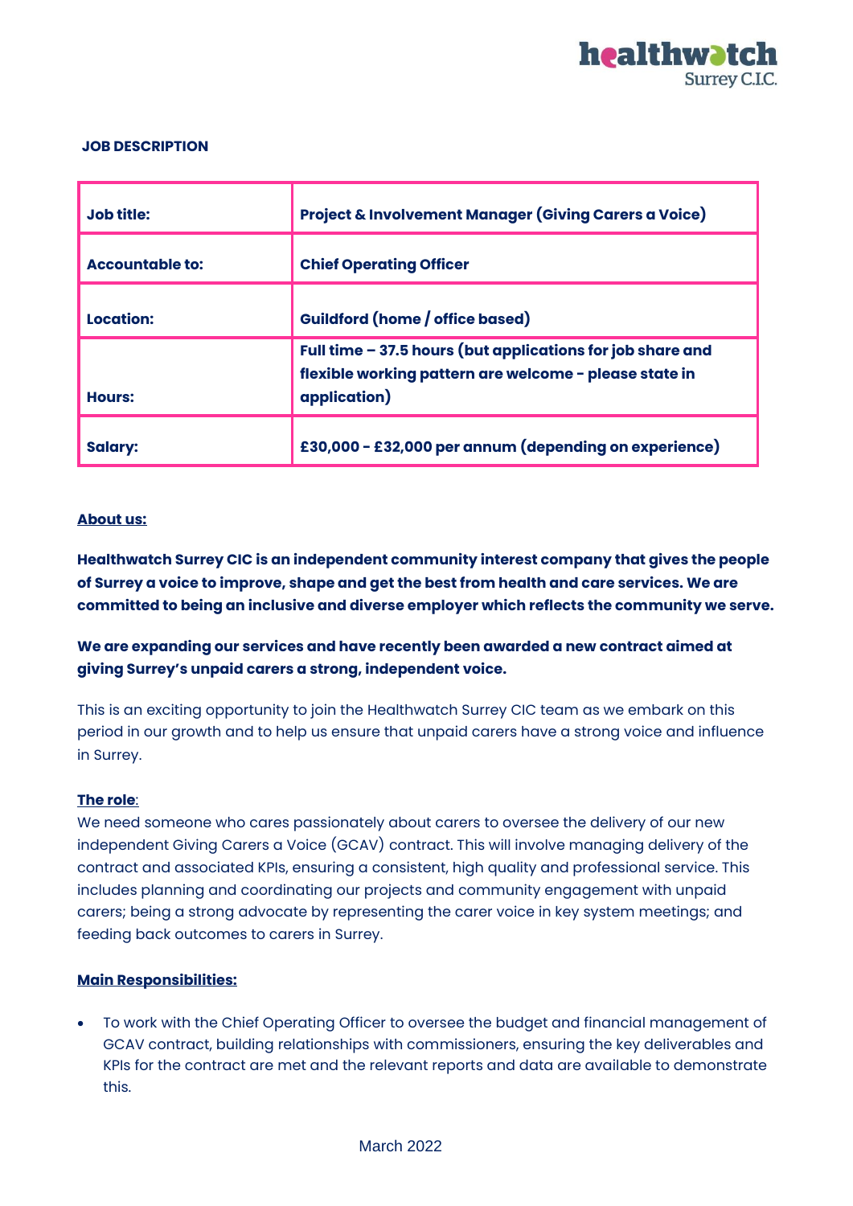**JOB DESCRIPTION**

| | |
|---|---|
| **Job title:** | **Project & Involvement Manager (Giving Carers a Voice)** |
| **Accountable to:** | **Chief Operating Officer** |
| **Location:** | **Guildford (home / office based)** |
| **Hours:** | **Full time – 37.5 hours (but applications for job share and flexible working pattern are welcome - please state in application)** |
| **Salary:** | **£30,000 - £32,000 per annum (depending on experience)** |

**About us:**

**Healthwatch Surrey CIC is an independent community interest company that gives the people of Surrey a voice to improve, shape and get the best from health and care services. We are committed to being an inclusive and diverse employer which reflects the community we serve.**

**We are expanding our services and have recently been awarded a new contract aimed at giving Surrey's unpaid carers a strong, independent voice.**

This is an exciting opportunity to join the Healthwatch Surrey CIC team as we embark on this period in our growth and to help us ensure that unpaid carers have a strong voice and influence in Surrey.

**The role**:

We need someone who cares passionately about carers to oversee the delivery of our new independent Giving Carers a Voice (GCAV) contract. This will involve managing delivery of the contract and associated KPIs, ensuring a consistent, high quality and professional service. This includes planning and coordinating our projects and community engagement with unpaid carers; being a strong advocate by representing the carer voice in key system meetings; and feeding back outcomes to carers in Surrey.

**Main Responsibilities:**

- To work with the Chief Operating Officer to oversee the budget and financial management of GCAV contract, building relationships with commissioners, ensuring the key deliverables and KPIs for the contract are met and the relevant reports and data are available to demonstrate this.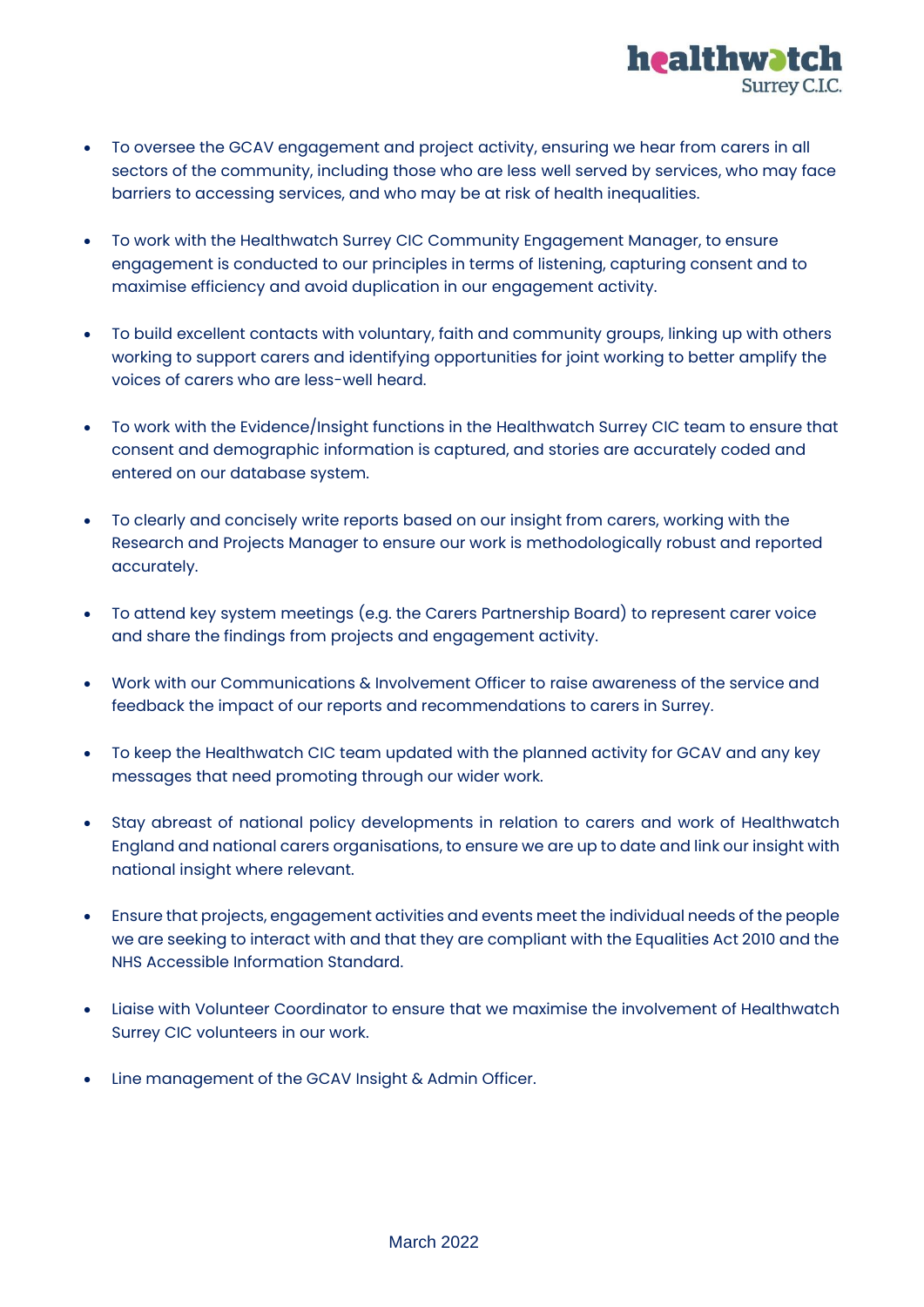- To oversee the GCAV engagement and project activity, ensuring we hear from carers in all sectors of the community, including those who are less well served by services, who may face barriers to accessing services, and who may be at risk of health inequalities.

- To work with the Healthwatch Surrey CIC Community Engagement Manager, to ensure engagement is conducted to our principles in terms of listening, capturing consent and to maximise efficiency and avoid duplication in our engagement activity.

- To build excellent contacts with voluntary, faith and community groups, linking up with others working to support carers and identifying opportunities for joint working to better amplify the voices of carers who are less-well heard.

- To work with the Evidence/Insight functions in the Healthwatch Surrey CIC team to ensure that consent and demographic information is captured, and stories are accurately coded and entered on our database system.

- To clearly and concisely write reports based on our insight from carers, working with the Research and Projects Manager to ensure our work is methodologically robust and reported accurately.

- To attend key system meetings (e.g. the Carers Partnership Board) to represent carer voice and share the findings from projects and engagement activity.

- Work with our Communications & Involvement Officer to raise awareness of the service and feedback the impact of our reports and recommendations to carers in Surrey.

- To keep the Healthwatch CIC team updated with the planned activity for GCAV and any key messages that need promoting through our wider work.

- Stay abreast of national policy developments in relation to carers and work of Healthwatch England and national carers organisations, to ensure we are up to date and link our insight with national insight where relevant.

- Ensure that projects, engagement activities and events meet the individual needs of the people we are seeking to interact with and that they are compliant with the Equalities Act 2010 and the NHS Accessible Information Standard.

- Liaise with Volunteer Coordinator to ensure that we maximise the involvement of Healthwatch Surrey CIC volunteers in our work.

- Line management of the GCAV Insight & Admin Officer.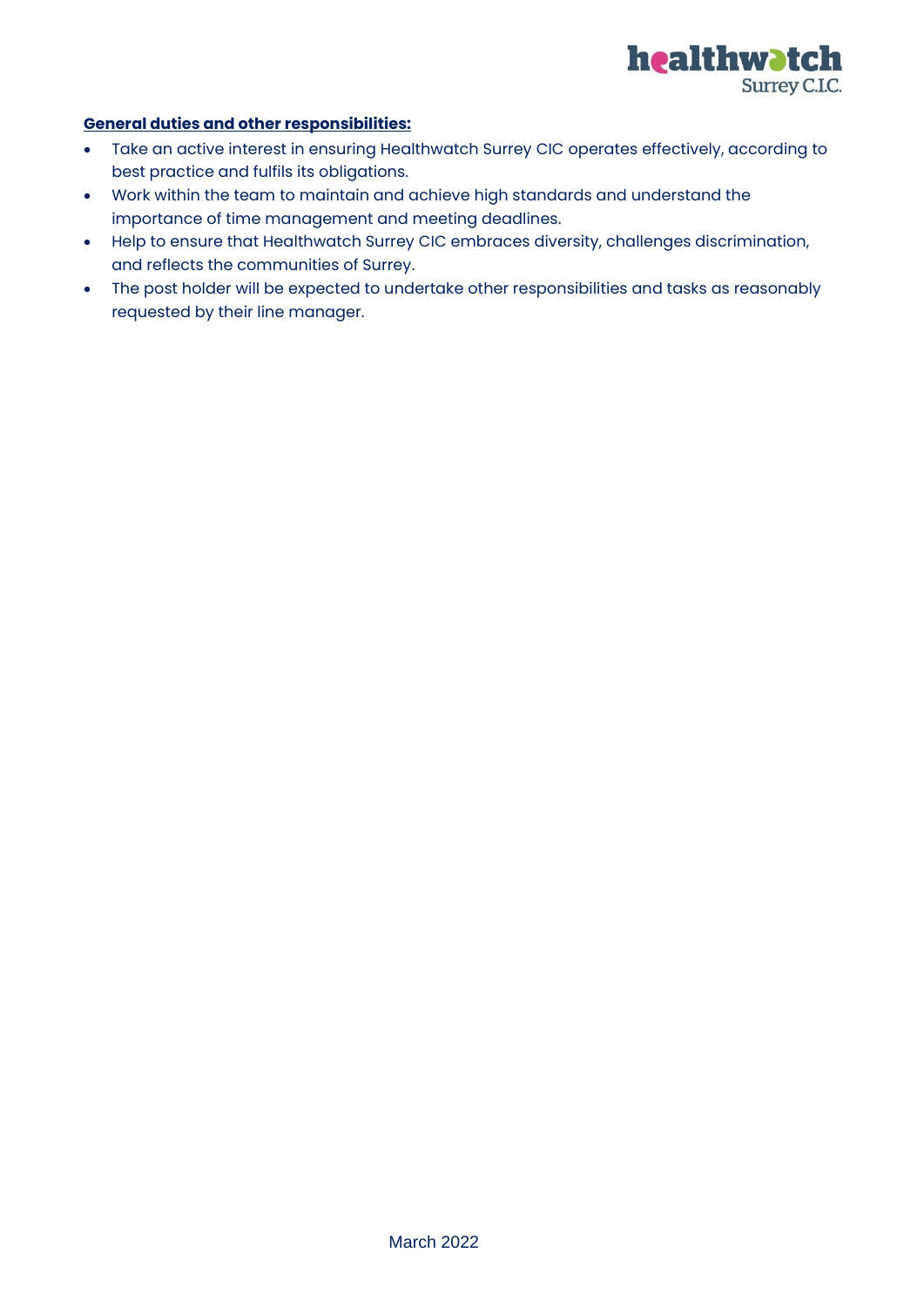**General duties and other responsibilities:**

- Take an active interest in ensuring Healthwatch Surrey CIC operates effectively, according to best practice and fulfils its obligations.
- Work within the team to maintain and achieve high standards and understand the importance of time management and meeting deadlines.
- Help to ensure that Healthwatch Surrey CIC embraces diversity, challenges discrimination, and reflects the communities of Surrey.
- The post holder will be expected to undertake other responsibilities and tasks as reasonably requested by their line manager.